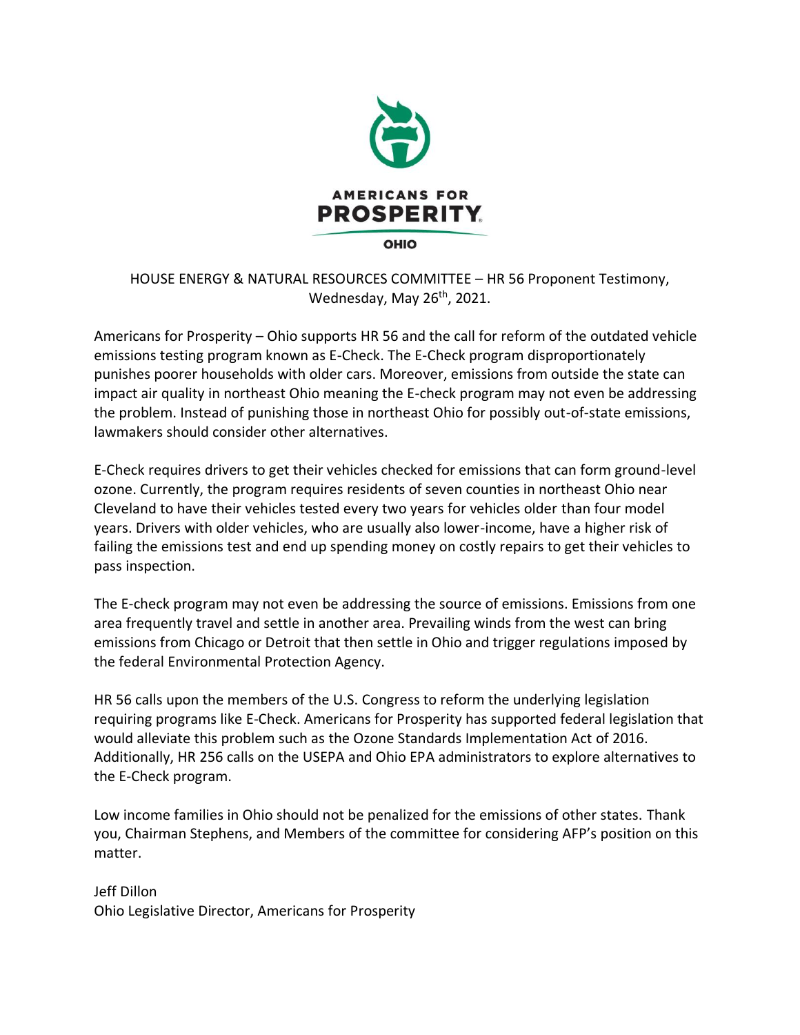AMERICANS FOR
**PROSPERITY**
OHIO

HOUSE ENERGY & NATURAL RESOURCES COMMITTEE – HR 56 Proponent Testimony, Wednesday, May 26th, 2021.

Americans for Prosperity – Ohio supports HR 56 and the call for reform of the outdated vehicle emissions testing program known as E-Check. The E-Check program disproportionately punishes poorer households with older cars. Moreover, emissions from outside the state can impact air quality in northeast Ohio meaning the E-check program may not even be addressing the problem. Instead of punishing those in northeast Ohio for possibly out-of-state emissions, lawmakers should consider other alternatives.

E-Check requires drivers to get their vehicles checked for emissions that can form ground-level ozone. Currently, the program requires residents of seven counties in northeast Ohio near Cleveland to have their vehicles tested every two years for vehicles older than four model years. Drivers with older vehicles, who are usually also lower-income, have a higher risk of failing the emissions test and end up spending money on costly repairs to get their vehicles to pass inspection.

The E-check program may not even be addressing the source of emissions. Emissions from one area frequently travel and settle in another area. Prevailing winds from the west can bring emissions from Chicago or Detroit that then settle in Ohio and trigger regulations imposed by the federal Environmental Protection Agency.

HR 56 calls upon the members of the U.S. Congress to reform the underlying legislation requiring programs like E-Check. Americans for Prosperity has supported federal legislation that would alleviate this problem such as the Ozone Standards Implementation Act of 2016. Additionally, HR 256 calls on the USEPA and Ohio EPA administrators to explore alternatives to the E-Check program.

Low income families in Ohio should not be penalized for the emissions of other states. Thank you, Chairman Stephens, and Members of the committee for considering AFP's position on this matter.

Jeff Dillon
Ohio Legislative Director, Americans for Prosperity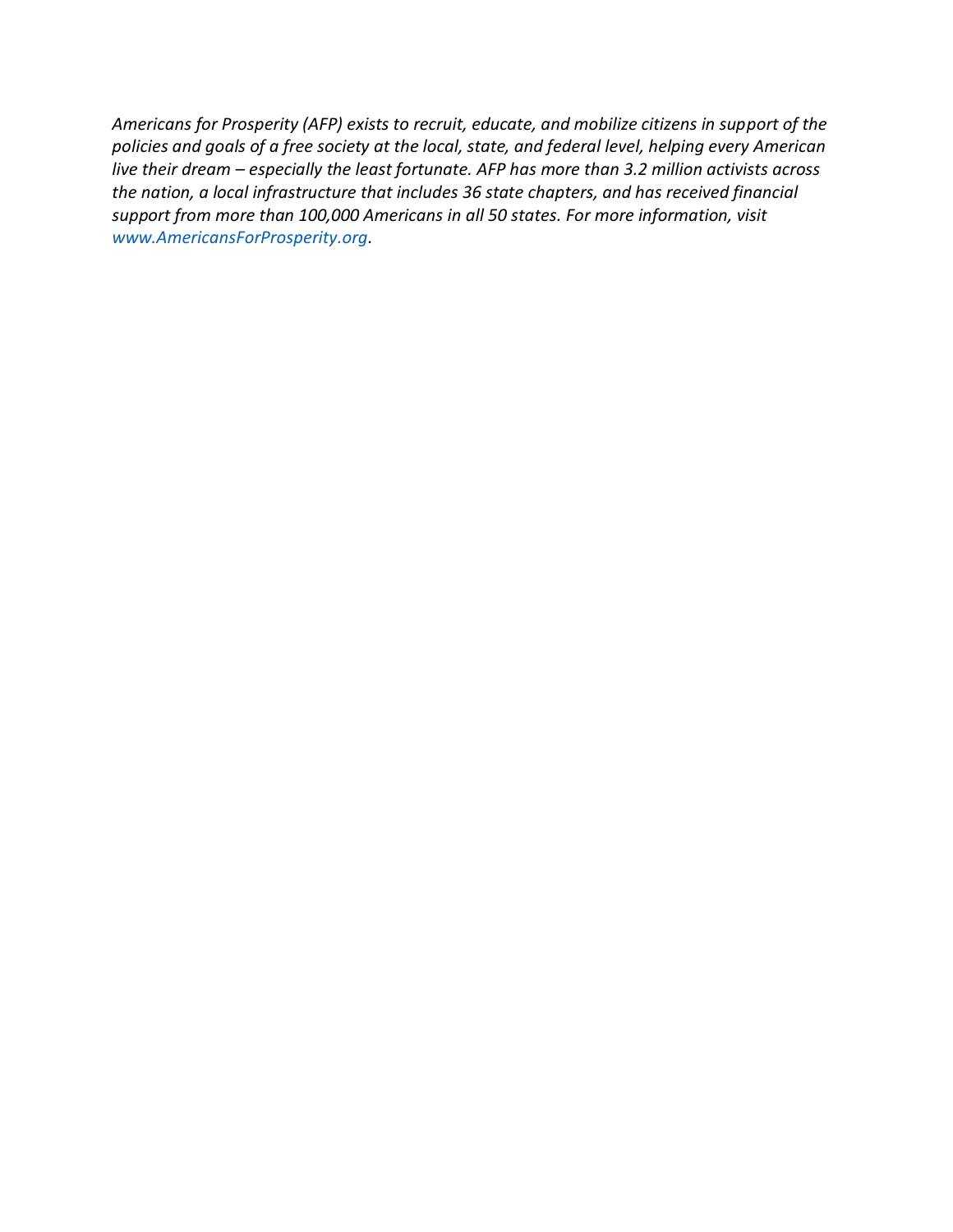*Americans for Prosperity (AFP) exists to recruit, educate, and mobilize citizens in support of the policies and goals of a free society at the local, state, and federal level, helping every American live their dream – especially the least fortunate. AFP has more than 3.2 million activists across the nation, a local infrastructure that includes 36 state chapters, and has received financial support from more than 100,000 Americans in all 50 states. For more information, visit [www.AmericansForProsperity.org](http://www.AmericansForProsperity.org).*